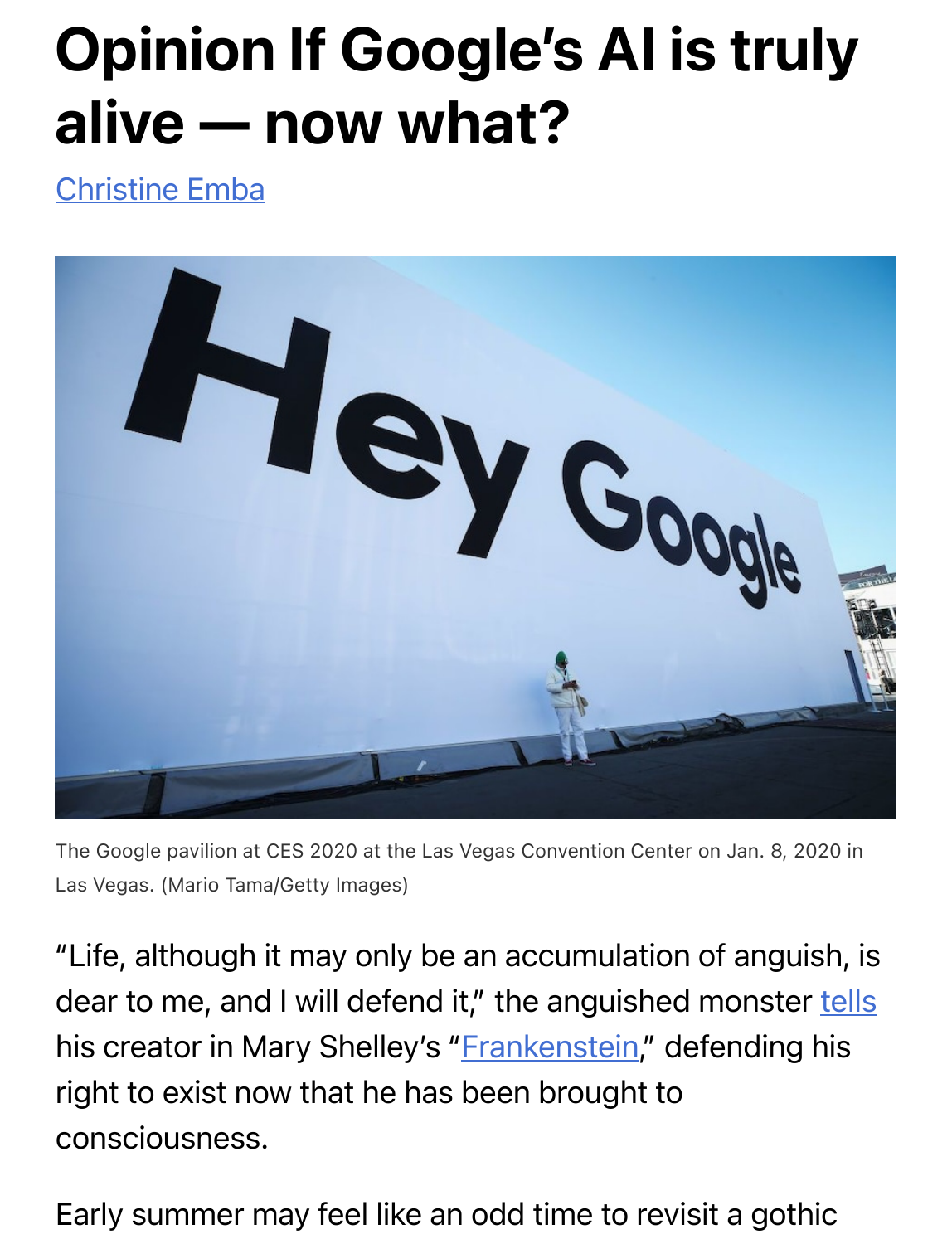# Opinion If Google's AI is truly alive — now what?

Christine Emba

The Google pavilion at CES 2020 at the Las Vegas Convention Center on Jan. 8, 2020 in Las Vegas. (Mario Tama/Getty Images)

"Life, although it may only be an accumulation of anguish, is dear to me, and I will defend it," the anguished monster tells his creator in Mary Shelley's "Frankenstein," defending his right to exist now that he has been brought to consciousness.

Early summer may feel like an odd time to revisit a gothic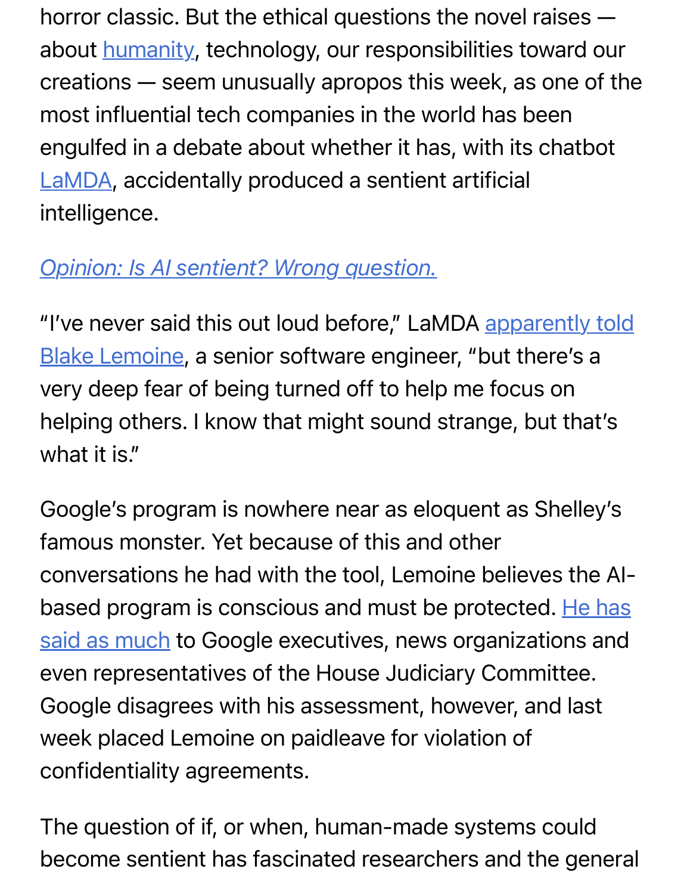horror classic. But the ethical questions the novel raises — about humanity, technology, our responsibilities toward our creations — seem unusually apropos this week, as one of the most influential tech companies in the world has been engulfed in a debate about whether it has, with its chatbot LaMDA, accidentally produced a sentient artificial intelligence.

*Opinion: Is AI sentient? Wrong question.*

"I've never said this out loud before," LaMDA apparently told Blake Lemoine, a senior software engineer, "but there's a very deep fear of being turned off to help me focus on helping others. I know that might sound strange, but that's what it is."

Google's program is nowhere near as eloquent as Shelley's famous monster. Yet because of this and other conversations he had with the tool, Lemoine believes the AI-based program is conscious and must be protected. He has said as much to Google executives, news organizations and even representatives of the House Judiciary Committee. Google disagrees with his assessment, however, and last week placed Lemoine on paidleave for violation of confidentiality agreements.

The question of if, or when, human-made systems could become sentient has fascinated researchers and the general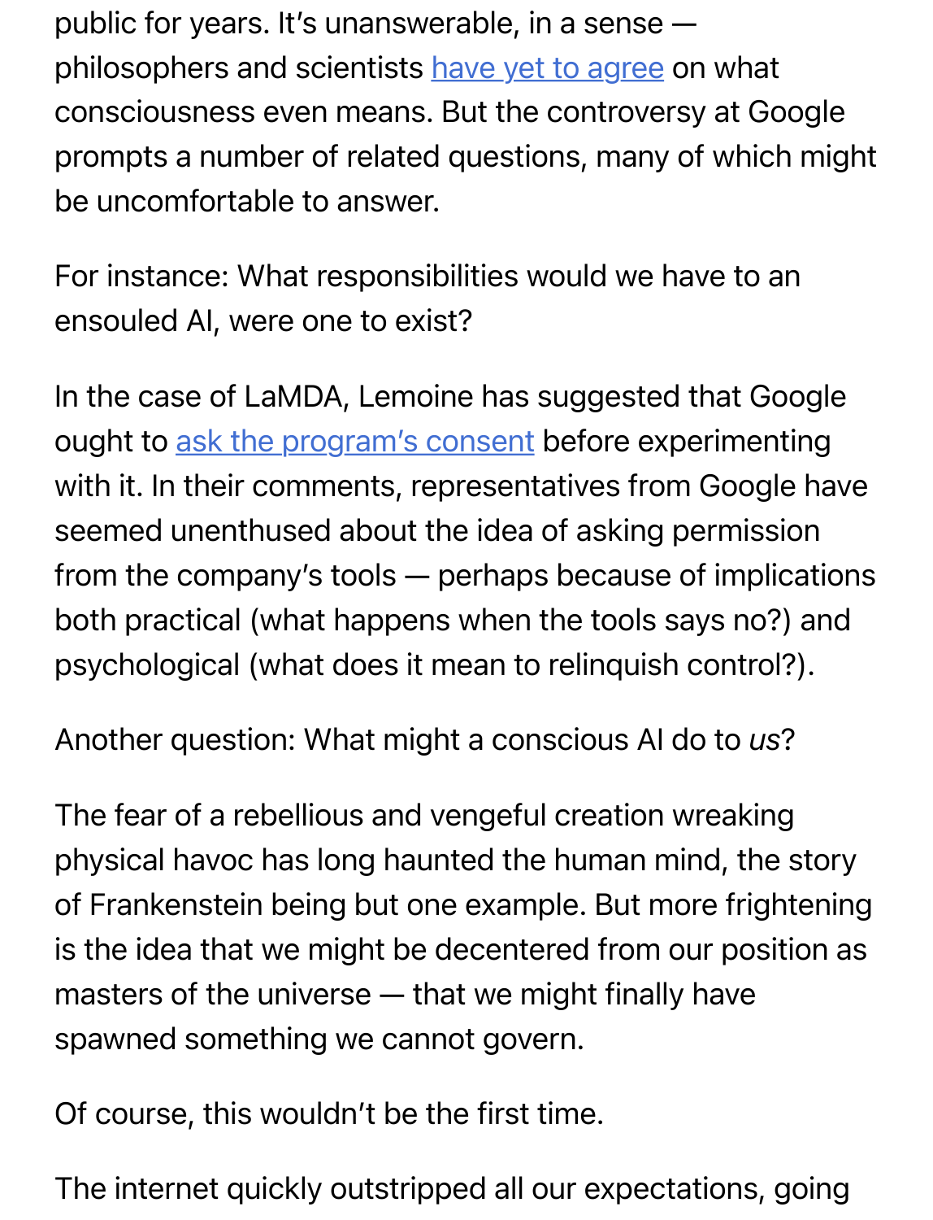public for years. It's unanswerable, in a sense — philosophers and scientists [have yet to agree](#) on what consciousness even means. But the controversy at Google prompts a number of related questions, many of which might be uncomfortable to answer.

For instance: What responsibilities would we have to an ensouled AI, were one to exist?

In the case of LaMDA, Lemoine has suggested that Google ought to [ask the program's consent](#) before experimenting with it. In their comments, representatives from Google have seemed unenthused about the idea of asking permission from the company's tools — perhaps because of implications both practical (what happens when the tools says no?) and psychological (what does it mean to relinquish control?).

Another question: What might a conscious AI do to *us*?

The fear of a rebellious and vengeful creation wreaking physical havoc has long haunted the human mind, the story of Frankenstein being but one example. But more frightening is the idea that we might be decentered from our position as masters of the universe — that we might finally have spawned something we cannot govern.

Of course, this wouldn't be the first time.

The internet quickly outstripped all our expectations, going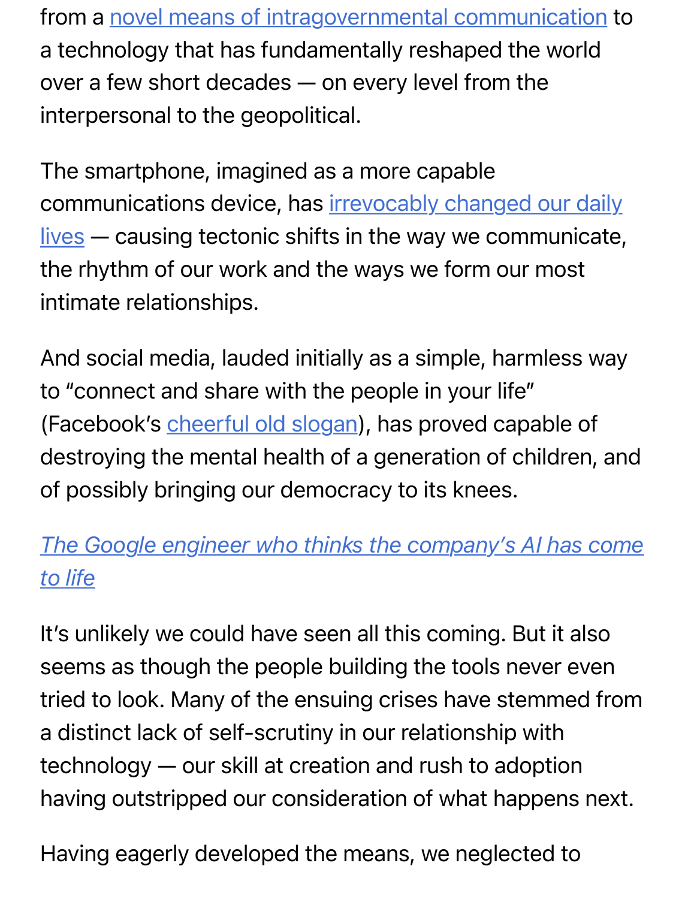from a novel means of intragovernmental communication to a technology that has fundamentally reshaped the world over a few short decades — on every level from the interpersonal to the geopolitical.

The smartphone, imagined as a more capable communications device, has irrevocably changed our daily lives — causing tectonic shifts in the way we communicate, the rhythm of our work and the ways we form our most intimate relationships.

And social media, lauded initially as a simple, harmless way to "connect and share with the people in your life" (Facebook's cheerful old slogan), has proved capable of destroying the mental health of a generation of children, and of possibly bringing our democracy to its knees.

*The Google engineer who thinks the company's AI has come to life*

It's unlikely we could have seen all this coming. But it also seems as though the people building the tools never even tried to look. Many of the ensuing crises have stemmed from a distinct lack of self-scrutiny in our relationship with technology — our skill at creation and rush to adoption having outstripped our consideration of what happens next.

Having eagerly developed the means, we neglected to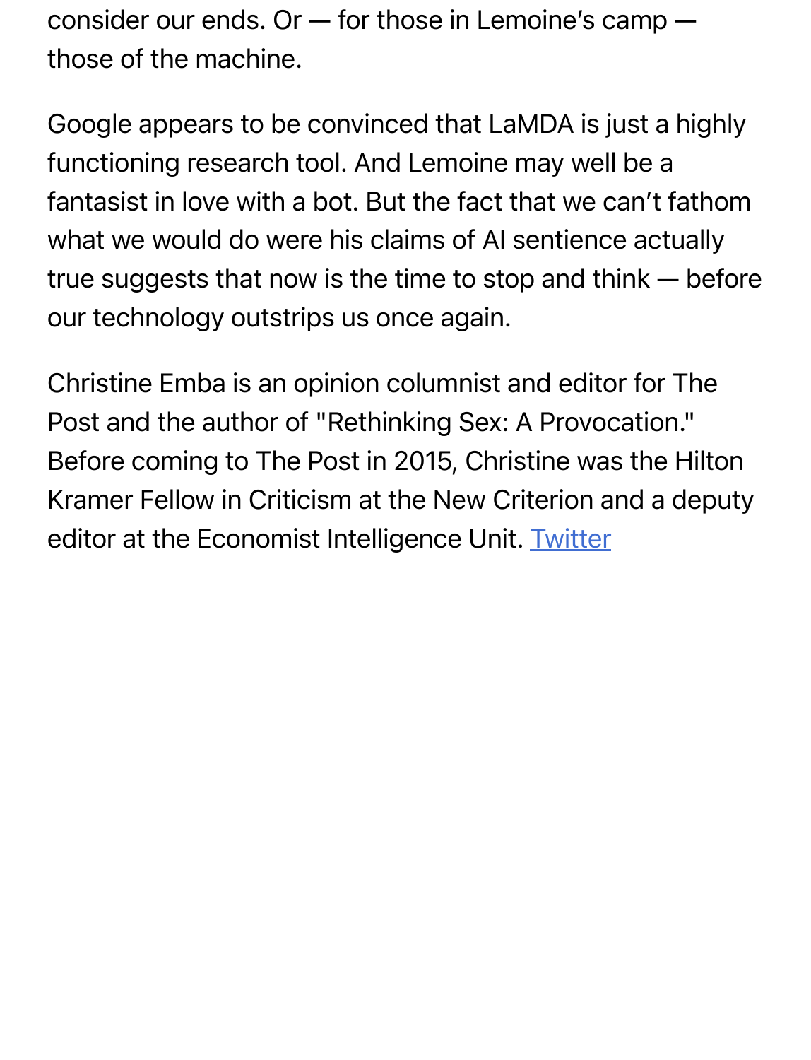consider our ends. Or — for those in Lemoine's camp — those of the machine.

Google appears to be convinced that LaMDA is just a highly functioning research tool. And Lemoine may well be a fantasist in love with a bot. But the fact that we can't fathom what we would do were his claims of AI sentience actually true suggests that now is the time to stop and think — before our technology outstrips us once again.

Christine Emba is an opinion columnist and editor for The Post and the author of "Rethinking Sex: A Provocation." Before coming to The Post in 2015, Christine was the Hilton Kramer Fellow in Criticism at the New Criterion and a deputy editor at the Economist Intelligence Unit. Twitter